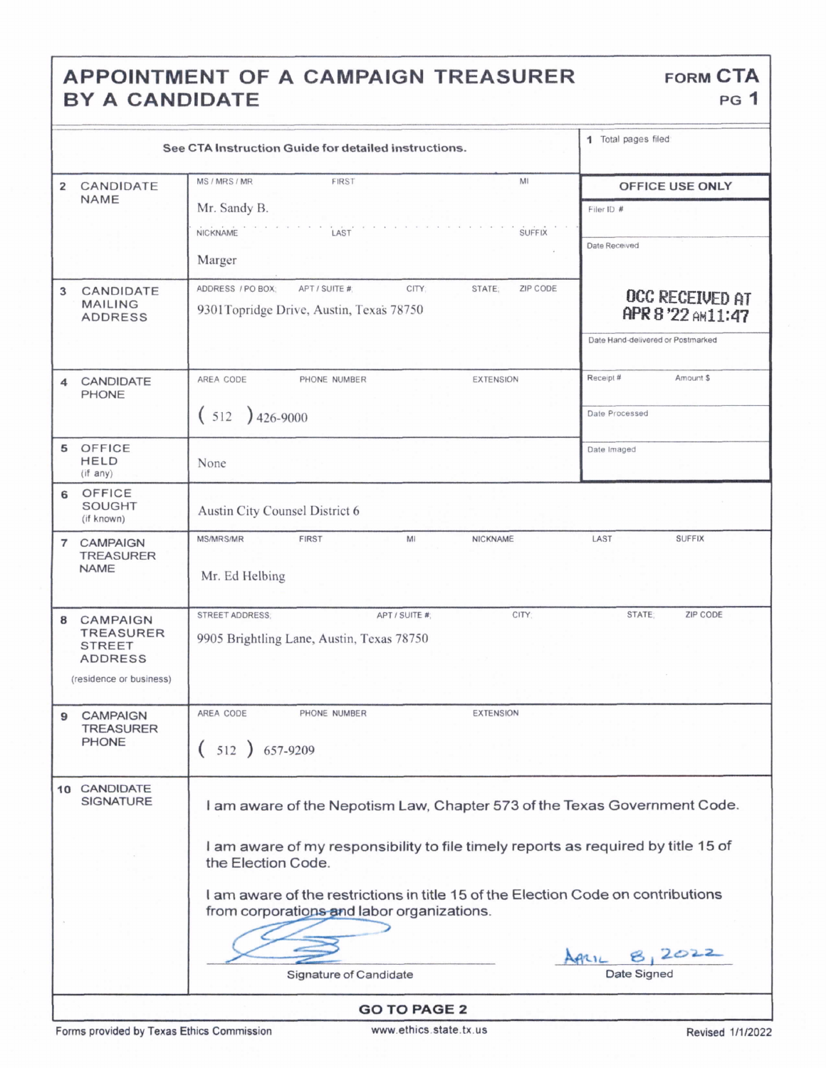# APPOINTMENT OF A CAMPAIGN TREASURER BY A CANDIDATE

**FORM CTA**
**PG 1**

See CTA Instruction Guide for detailed instructions.

| Field | Content |
| --- | --- |
| 1 Total pages filed | |
| 2 CANDIDATE NAME | MS / MRS / MR: Mr. FIRST: Sandy MI: B. NICKNAME: LAST: Marger SUFFIX: |
| 3 CANDIDATE MAILING ADDRESS | ADDRESS / PO BOX; APT / SUITE #; CITY; STATE; ZIP CODE: 9301Topridge Drive, Austin, Texas 78750 |
| 4 CANDIDATE PHONE | AREA CODE: ( 512 ) PHONE NUMBER: 426-9000 EXTENSION: |
| 5 OFFICE HELD (if any) | None |
| 6 OFFICE SOUGHT (if known) | Austin City Counsel District 6 |
| 7 CAMPAIGN TREASURER NAME | MS/MRS/MR: Mr. FIRST: Ed MI: NICKNAME: LAST: Helbing SUFFIX: |
| 8 CAMPAIGN TREASURER STREET ADDRESS (residence or business) | STREET ADDRESS; APT / SUITE #; CITY; STATE; ZIP CODE: 9905 Brightling Lane, Austin, Texas 78750 |
| 9 CAMPAIGN TREASURER PHONE | AREA CODE: ( 512 ) PHONE NUMBER: 657-9209 EXTENSION: |

**OFFICE USE ONLY**

| | |
| --- | --- |
| Filer ID # | |
| Date Received | OCC RECEIVED AT APR 8 '22 AM11:47 |
| Date Hand-delivered or Postmarked | |
| Receipt # | Amount $ |
| Date Processed | |
| Date Imaged | |

**10 CANDIDATE SIGNATURE**

I am aware of the Nepotism Law, Chapter 573 of the Texas Government Code.

I am aware of my responsibility to file timely reports as required by title 15 of the Election Code.

I am aware of the restrictions in title 15 of the Election Code on contributions from corporations and labor organizations.

Signature of Candidate: [signature]

Date Signed: April 8, 2022

**GO TO PAGE 2**

Forms provided by Texas Ethics Commission www.ethics.state.tx.us Revised 1/1/2022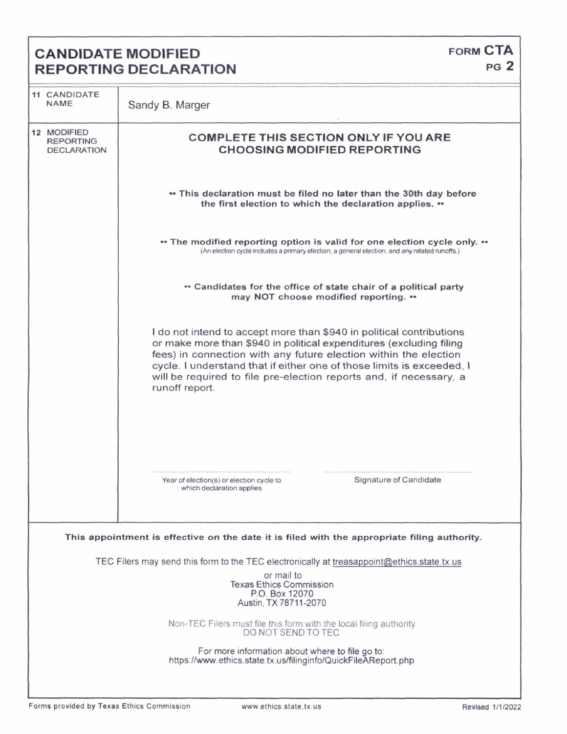# CANDIDATE MODIFIED REPORTING DECLARATION

**FORM CTA PG 2**

| | |
|---|---|
| 11 CANDIDATE NAME | Sandy B. Marger |

**12 MODIFIED REPORTING DECLARATION**

## COMPLETE THIS SECTION ONLY IF YOU ARE CHOOSING MODIFIED REPORTING

**•• This declaration must be filed no later than the 30th day before the first election to which the declaration applies. ••**

**•• The modified reporting option is valid for one election cycle only. ••**
(An election cycle includes a primary election, a general election, and any related runoffs.)

**•• Candidates for the office of state chair of a political party may NOT choose modified reporting. ••**

I do not intend to accept more than $940 in political contributions or make more than $940 in political expenditures (excluding filing fees) in connection with any future election within the election cycle. I understand that if either one of those limits is exceeded, I will be required to file pre-election reports and, if necessary, a runoff report.

Year of election(s) or election cycle to which declaration applies

Signature of Candidate

**This appointment is effective on the date it is filed with the appropriate filing authority.**

TEC Filers may send this form to the TEC electronically at treasappoint@ethics.state.tx.us

or mail to
Texas Ethics Commission
P.O. Box 12070
Austin, TX 78711-2070

Non-TEC Filers must file this form with the local filing authority
DO NOT SEND TO TEC

For more information about where to file go to:
https://www.ethics.state.tx.us/filinginfo/QuickFileAReport.php